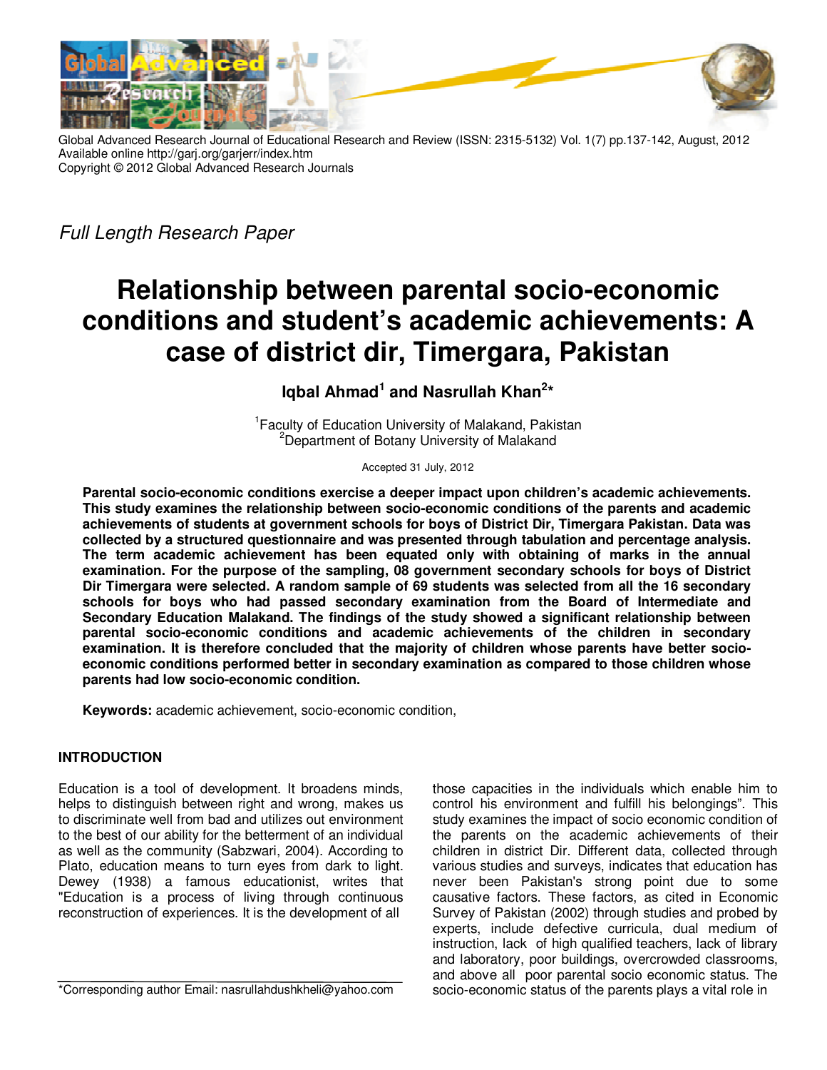Global Advanced Research Journal of Educational Research and Review (ISSN: 2315-5132) Vol. 1(7) pp.137-142, August, 2012
Available online http://garj.org/garjerr/index.htm
Copyright © 2012 Global Advanced Research Journals

*Full Length Research Paper*

# Relationship between parental socio-economic conditions and student's academic achievements: A case of district dir, Timergara, Pakistan

**Iqbal Ahmad[1] and Nasrullah Khan[2]***

[1]Faculty of Education University of Malakand, Pakistan
[2]Department of Botany University of Malakand

Accepted 31 July, 2012

**Parental socio-economic conditions exercise a deeper impact upon children's academic achievements. This study examines the relationship between socio-economic conditions of the parents and academic achievements of students at government schools for boys of District Dir, Timergara Pakistan. Data was collected by a structured questionnaire and was presented through tabulation and percentage analysis. The term academic achievement has been equated only with obtaining of marks in the annual examination. For the purpose of the sampling, 08 government secondary schools for boys of District Dir Timergara were selected. A random sample of 69 students was selected from all the 16 secondary schools for boys who had passed secondary examination from the Board of Intermediate and Secondary Education Malakand. The findings of the study showed a significant relationship between parental socio-economic conditions and academic achievements of the children in secondary examination. It is therefore concluded that the majority of children whose parents have better socio-economic conditions performed better in secondary examination as compared to those children whose parents had low socio-economic condition.**

**Keywords:** academic achievement, socio-economic condition,

## INTRODUCTION

Education is a tool of development. It broadens minds, helps to distinguish between right and wrong, makes us to discriminate well from bad and utilizes out environment to the best of our ability for the betterment of an individual as well as the community (Sabzwari, 2004). According to Plato, education means to turn eyes from dark to light. Dewey (1938) a famous educationist, writes that "Education is a process of living through continuous reconstruction of experiences. It is the development of all those capacities in the individuals which enable him to control his environment and fulfill his belongings". This study examines the impact of socio economic condition of the parents on the academic achievements of their children in district Dir. Different data, collected through various studies and surveys, indicates that education has never been Pakistan's strong point due to some causative factors. These factors, as cited in Economic Survey of Pakistan (2002) through studies and probed by experts, include defective curricula, dual medium of instruction, lack of high qualified teachers, lack of library and laboratory, poor buildings, overcrowded classrooms, and above all poor parental socio economic status. The socio-economic status of the parents plays a vital role in

*Corresponding author Email: nasrullahdushkheli@yahoo.com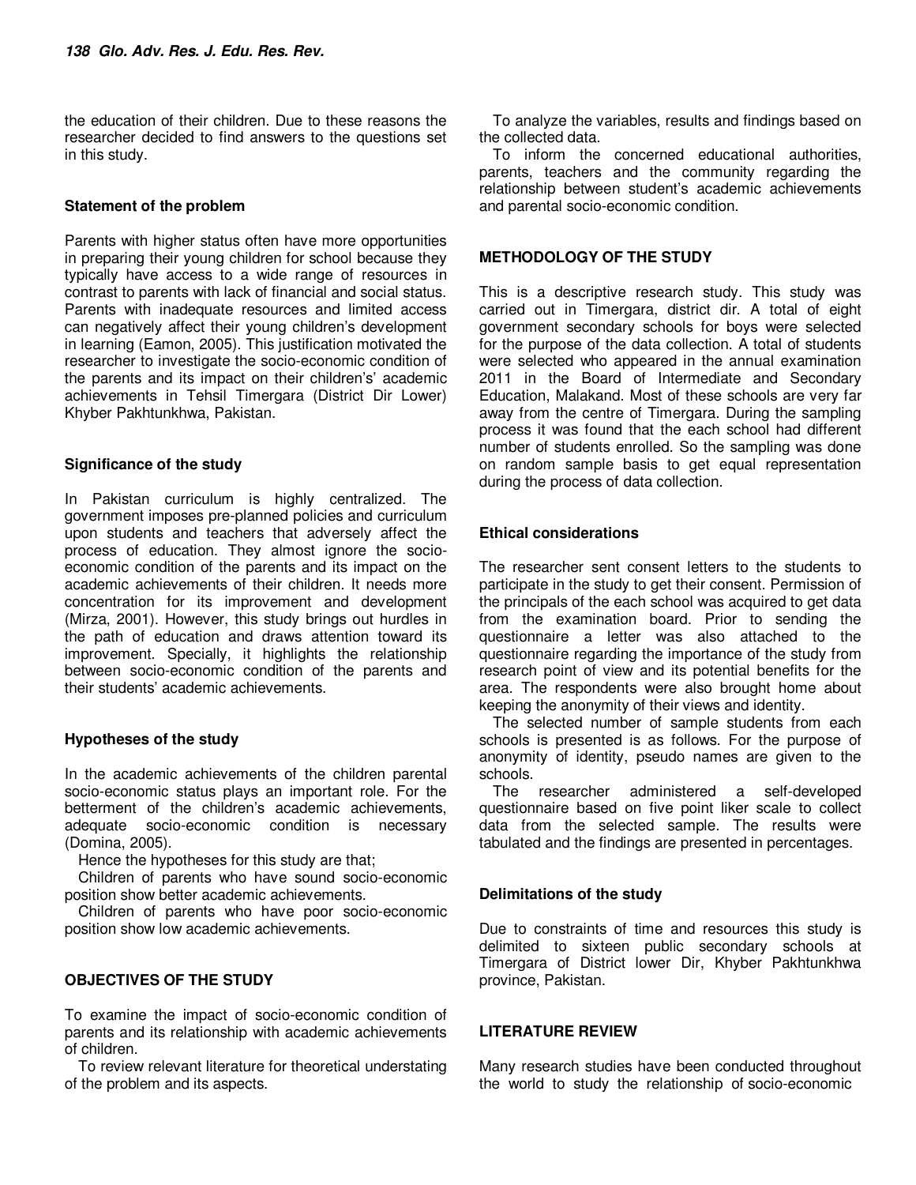the education of their children. Due to these reasons the researcher decided to find answers to the questions set in this study.

### Statement of the problem

Parents with higher status often have more opportunities in preparing their young children for school because they typically have access to a wide range of resources in contrast to parents with lack of financial and social status. Parents with inadequate resources and limited access can negatively affect their young children's development in learning (Eamon, 2005). This justification motivated the researcher to investigate the socio-economic condition of the parents and its impact on their children's' academic achievements in Tehsil Timergara (District Dir Lower) Khyber Pakhtunkhwa, Pakistan.

### Significance of the study

In Pakistan curriculum is highly centralized. The government imposes pre-planned policies and curriculum upon students and teachers that adversely affect the process of education. They almost ignore the socio-economic condition of the parents and its impact on the academic achievements of their children. It needs more concentration for its improvement and development (Mirza, 2001). However, this study brings out hurdles in the path of education and draws attention toward its improvement. Specially, it highlights the relationship between socio-economic condition of the parents and their students' academic achievements.

### Hypotheses of the study

In the academic achievements of the children parental socio-economic status plays an important role. For the betterment of the children's academic achievements, adequate socio-economic condition is necessary (Domina, 2005).

Hence the hypotheses for this study are that;

Children of parents who have sound socio-economic position show better academic achievements.

Children of parents who have poor socio-economic position show low academic achievements.

## OBJECTIVES OF THE STUDY

To examine the impact of socio-economic condition of parents and its relationship with academic achievements of children.

To review relevant literature for theoretical understating of the problem and its aspects.

To analyze the variables, results and findings based on the collected data.

To inform the concerned educational authorities, parents, teachers and the community regarding the relationship between student's academic achievements and parental socio-economic condition.

## METHODOLOGY OF THE STUDY

This is a descriptive research study. This study was carried out in Timergara, district dir. A total of eight government secondary schools for boys were selected for the purpose of the data collection. A total of students were selected who appeared in the annual examination 2011 in the Board of Intermediate and Secondary Education, Malakand. Most of these schools are very far away from the centre of Timergara. During the sampling process it was found that the each school had different number of students enrolled. So the sampling was done on random sample basis to get equal representation during the process of data collection.

### Ethical considerations

The researcher sent consent letters to the students to participate in the study to get their consent. Permission of the principals of the each school was acquired to get data from the examination board. Prior to sending the questionnaire a letter was also attached to the questionnaire regarding the importance of the study from research point of view and its potential benefits for the area. The respondents were also brought home about keeping the anonymity of their views and identity.

The selected number of sample students from each schools is presented is as follows. For the purpose of anonymity of identity, pseudo names are given to the schools.

The researcher administered a self-developed questionnaire based on five point liker scale to collect data from the selected sample. The results were tabulated and the findings are presented in percentages.

### Delimitations of the study

Due to constraints of time and resources this study is delimited to sixteen public secondary schools at Timergara of District lower Dir, Khyber Pakhtunkhwa province, Pakistan.

## LITERATURE REVIEW

Many research studies have been conducted throughout the world to study the relationship of socio-economic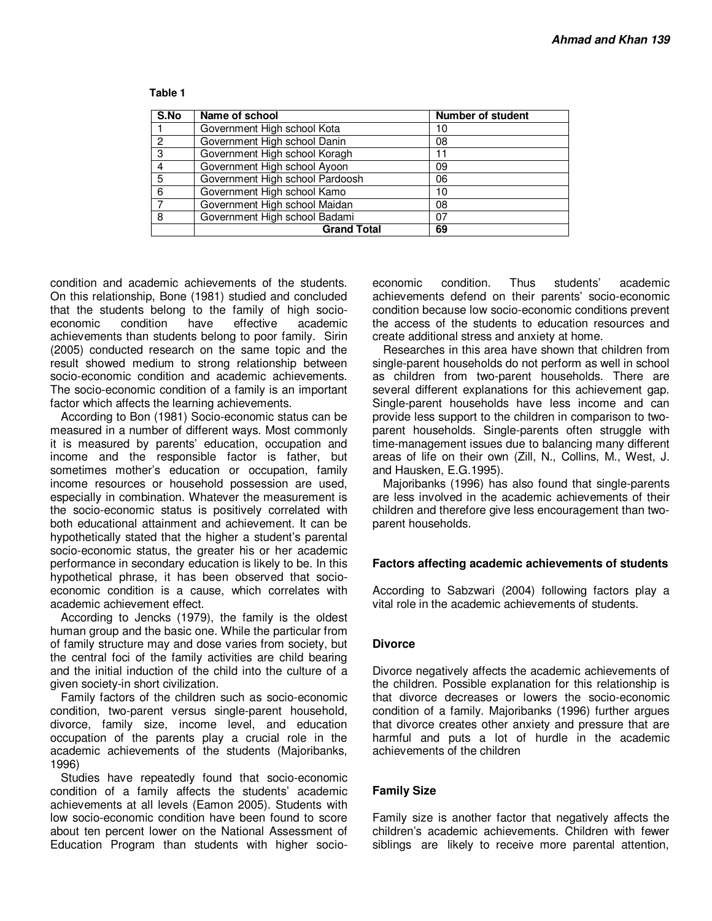**Table 1**

| S.No | Name of school | Number of student |
|---|---|---|
| 1 | Government High school Kota | 10 |
| 2 | Government High school Danin | 08 |
| 3 | Government High school Koragh | 11 |
| 4 | Government High school Ayoon | 09 |
| 5 | Government High school Pardoosh | 06 |
| 6 | Government High school Kamo | 10 |
| 7 | Government High school Maidan | 08 |
| 8 | Government High school Badami | 07 |
| | **Grand Total** | **69** |

condition and academic achievements of the students. On this relationship, Bone (1981) studied and concluded that the students belong to the family of high socio-economic condition have effective academic achievements than students belong to poor family. Sirin (2005) conducted research on the same topic and the result showed medium to strong relationship between socio-economic condition and academic achievements. The socio-economic condition of a family is an important factor which affects the learning achievements.

According to Bon (1981) Socio-economic status can be measured in a number of different ways. Most commonly it is measured by parents' education, occupation and income and the responsible factor is father, but sometimes mother's education or occupation, family income resources or household possession are used, especially in combination. Whatever the measurement is the socio-economic status is positively correlated with both educational attainment and achievement. It can be hypothetically stated that the higher a student's parental socio-economic status, the greater his or her academic performance in secondary education is likely to be. In this hypothetical phrase, it has been observed that socio-economic condition is a cause, which correlates with academic achievement effect.

According to Jencks (1979), the family is the oldest human group and the basic one. While the particular from of family structure may and dose varies from society, but the central foci of the family activities are child bearing and the initial induction of the child into the culture of a given society-in short civilization.

Family factors of the children such as socio-economic condition, two-parent versus single-parent household, divorce, family size, income level, and education occupation of the parents play a crucial role in the academic achievements of the students (Majoribanks, 1996)

Studies have repeatedly found that socio-economic condition of a family affects the students' academic achievements at all levels (Eamon 2005). Students with low socio-economic condition have been found to score about ten percent lower on the National Assessment of Education Program than students with higher socio-economic condition. Thus students' academic achievements defend on their parents' socio-economic condition because low socio-economic conditions prevent the access of the students to education resources and create additional stress and anxiety at home.

Researches in this area have shown that children from single-parent households do not perform as well in school as children from two-parent households. There are several different explanations for this achievement gap. Single-parent households have less income and can provide less support to the children in comparison to two-parent households. Single-parents often struggle with time-management issues due to balancing many different areas of life on their own (Zill, N., Collins, M., West, J. and Hausken, E.G.1995).

Majoribanks (1996) has also found that single-parents are less involved in the academic achievements of their children and therefore give less encouragement than two-parent households.

### Factors affecting academic achievements of students

According to Sabzwari (2004) following factors play a vital role in the academic achievements of students.

### Divorce

Divorce negatively affects the academic achievements of the children. Possible explanation for this relationship is that divorce decreases or lowers the socio-economic condition of a family. Majoribanks (1996) further argues that divorce creates other anxiety and pressure that are harmful and puts a lot of hurdle in the academic achievements of the children

### Family Size

Family size is another factor that negatively affects the children's academic achievements. Children with fewer siblings are likely to receive more parental attention,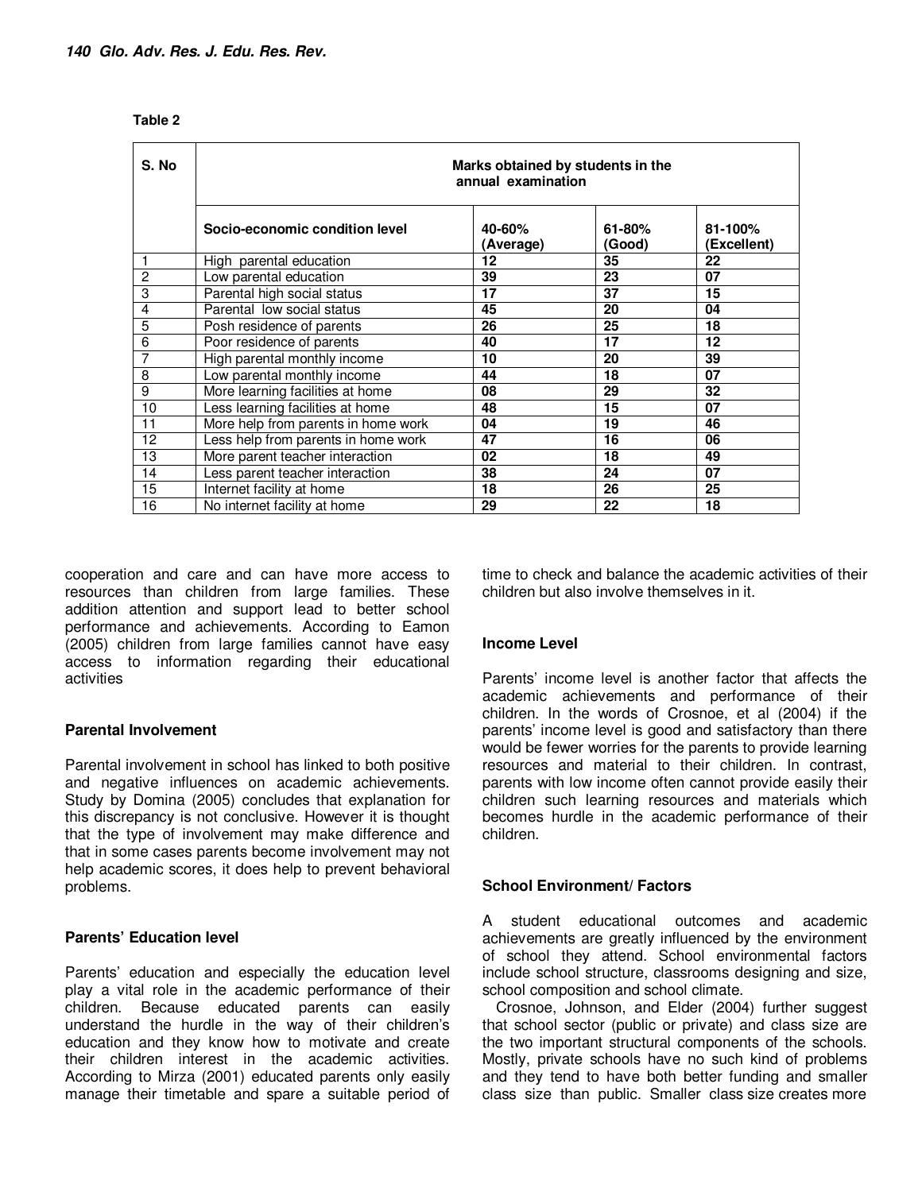**Table 2**

| S. No | Marks obtained by students in the annual examination | | | |
|---|---|---|---|---|
| | **Socio-economic condition level** | **40-60% (Average)** | **61-80% (Good)** | **81-100% (Excellent)** |
| 1 | High parental education | **12** | **35** | **22** |
| 2 | Low parental education | **39** | **23** | **07** |
| 3 | Parental high social status | **17** | **37** | **15** |
| 4 | Parental low social status | **45** | **20** | **04** |
| 5 | Posh residence of parents | **26** | **25** | **18** |
| 6 | Poor residence of parents | **40** | **17** | **12** |
| 7 | High parental monthly income | **10** | **20** | **39** |
| 8 | Low parental monthly income | **44** | **18** | **07** |
| 9 | More learning facilities at home | **08** | **29** | **32** |
| 10 | Less learning facilities at home | **48** | **15** | **07** |
| 11 | More help from parents in home work | **04** | **19** | **46** |
| 12 | Less help from parents in home work | **47** | **16** | **06** |
| 13 | More parent teacher interaction | **02** | **18** | **49** |
| 14 | Less parent teacher interaction | **38** | **24** | **07** |
| 15 | Internet facility at home | **18** | **26** | **25** |
| 16 | No internet facility at home | **29** | **22** | **18** |

cooperation and care and can have more access to resources than children from large families. These addition attention and support lead to better school performance and achievements. According to Eamon (2005) children from large families cannot have easy access to information regarding their educational activities

### Parental Involvement

Parental involvement in school has linked to both positive and negative influences on academic achievements. Study by Domina (2005) concludes that explanation for this discrepancy is not conclusive. However it is thought that the type of involvement may make difference and that in some cases parents become involvement may not help academic scores, it does help to prevent behavioral problems.

### Parents' Education level

Parents' education and especially the education level play a vital role in the academic performance of their children. Because educated parents can easily understand the hurdle in the way of their children's education and they know how to motivate and create their children interest in the academic activities. According to Mirza (2001) educated parents only easily manage their timetable and spare a suitable period of time to check and balance the academic activities of their children but also involve themselves in it.

### Income Level

Parents' income level is another factor that affects the academic achievements and performance of their children. In the words of Crosnoe, et al (2004) if the parents' income level is good and satisfactory than there would be fewer worries for the parents to provide learning resources and material to their children. In contrast, parents with low income often cannot provide easily their children such learning resources and materials which becomes hurdle in the academic performance of their children.

### School Environment/ Factors

A student educational outcomes and academic achievements are greatly influenced by the environment of school they attend. School environmental factors include school structure, classrooms designing and size, school composition and school climate.

Crosnoe, Johnson, and Elder (2004) further suggest that school sector (public or private) and class size are the two important structural components of the schools. Mostly, private schools have no such kind of problems and they tend to have both better funding and smaller class size than public. Smaller class size creates more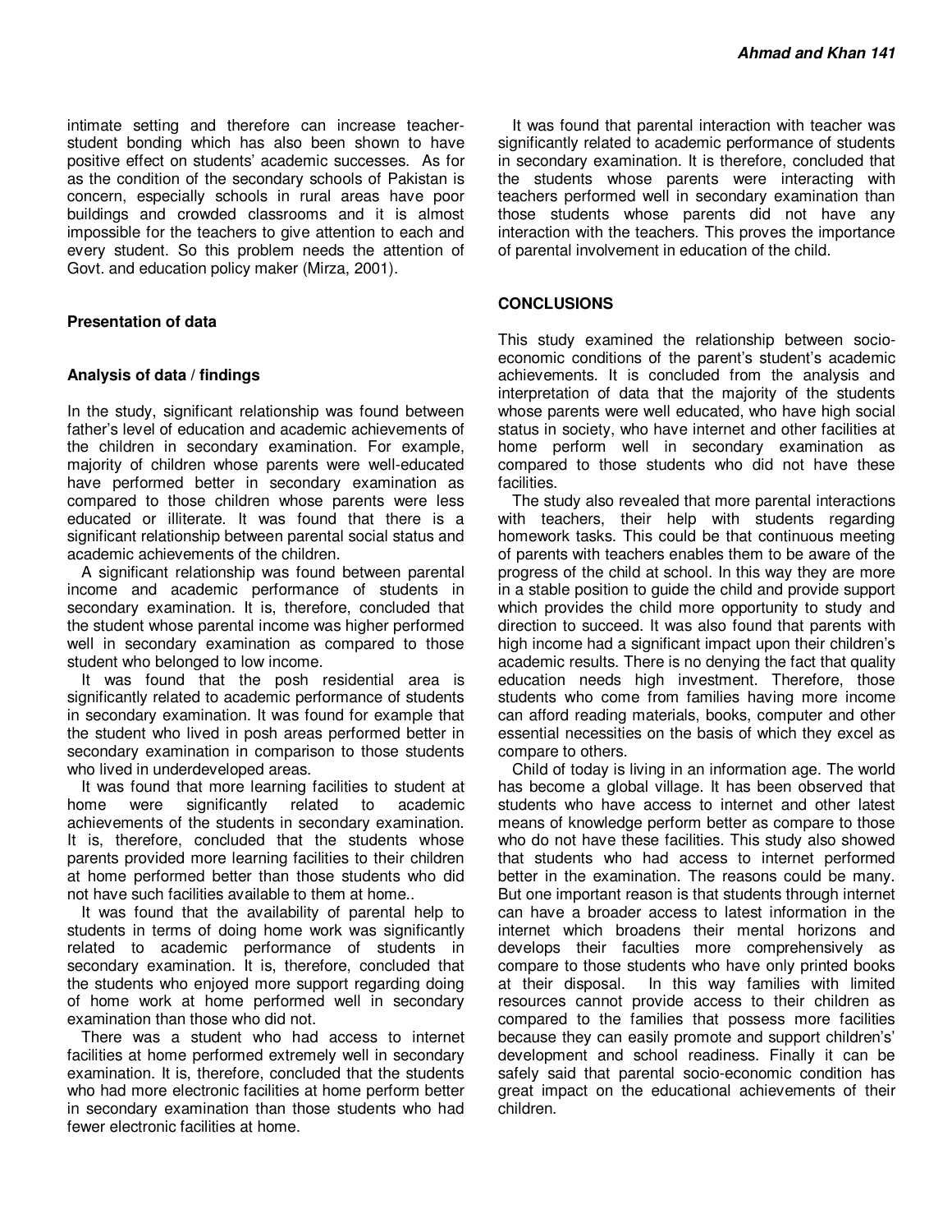intimate setting and therefore can increase teacher-student bonding which has also been shown to have positive effect on students' academic successes. As for as the condition of the secondary schools of Pakistan is concern, especially schools in rural areas have poor buildings and crowded classrooms and it is almost impossible for the teachers to give attention to each and every student. So this problem needs the attention of Govt. and education policy maker (Mirza, 2001).

### Presentation of data

### Analysis of data / findings

In the study, significant relationship was found between father's level of education and academic achievements of the children in secondary examination. For example, majority of children whose parents were well-educated have performed better in secondary examination as compared to those children whose parents were less educated or illiterate. It was found that there is a significant relationship between parental social status and academic achievements of the children.

A significant relationship was found between parental income and academic performance of students in secondary examination. It is, therefore, concluded that the student whose parental income was higher performed well in secondary examination as compared to those student who belonged to low income.

It was found that the posh residential area is significantly related to academic performance of students in secondary examination. It was found for example that the student who lived in posh areas performed better in secondary examination in comparison to those students who lived in underdeveloped areas.

It was found that more learning facilities to student at home were significantly related to academic achievements of the students in secondary examination. It is, therefore, concluded that the students whose parents provided more learning facilities to their children at home performed better than those students who did not have such facilities available to them at home..

It was found that the availability of parental help to students in terms of doing home work was significantly related to academic performance of students in secondary examination. It is, therefore, concluded that the students who enjoyed more support regarding doing of home work at home performed well in secondary examination than those who did not.

There was a student who had access to internet facilities at home performed extremely well in secondary examination. It is, therefore, concluded that the students who had more electronic facilities at home perform better in secondary examination than those students who had fewer electronic facilities at home.

It was found that parental interaction with teacher was significantly related to academic performance of students in secondary examination. It is therefore, concluded that the students whose parents were interacting with teachers performed well in secondary examination than those students whose parents did not have any interaction with the teachers. This proves the importance of parental involvement in education of the child.

## CONCLUSIONS

This study examined the relationship between socio-economic conditions of the parent's student's academic achievements. It is concluded from the analysis and interpretation of data that the majority of the students whose parents were well educated, who have high social status in society, who have internet and other facilities at home perform well in secondary examination as compared to those students who did not have these facilities.

The study also revealed that more parental interactions with teachers, their help with students regarding homework tasks. This could be that continuous meeting of parents with teachers enables them to be aware of the progress of the child at school. In this way they are more in a stable position to guide the child and provide support which provides the child more opportunity to study and direction to succeed. It was also found that parents with high income had a significant impact upon their children's academic results. There is no denying the fact that quality education needs high investment. Therefore, those students who come from families having more income can afford reading materials, books, computer and other essential necessities on the basis of which they excel as compare to others.

Child of today is living in an information age. The world has become a global village. It has been observed that students who have access to internet and other latest means of knowledge perform better as compare to those who do not have these facilities. This study also showed that students who had access to internet performed better in the examination. The reasons could be many. But one important reason is that students through internet can have a broader access to latest information in the internet which broadens their mental horizons and develops their faculties more comprehensively as compare to those students who have only printed books at their disposal. In this way families with limited resources cannot provide access to their children as compared to the families that possess more facilities because they can easily promote and support children's' development and school readiness. Finally it can be safely said that parental socio-economic condition has great impact on the educational achievements of their children.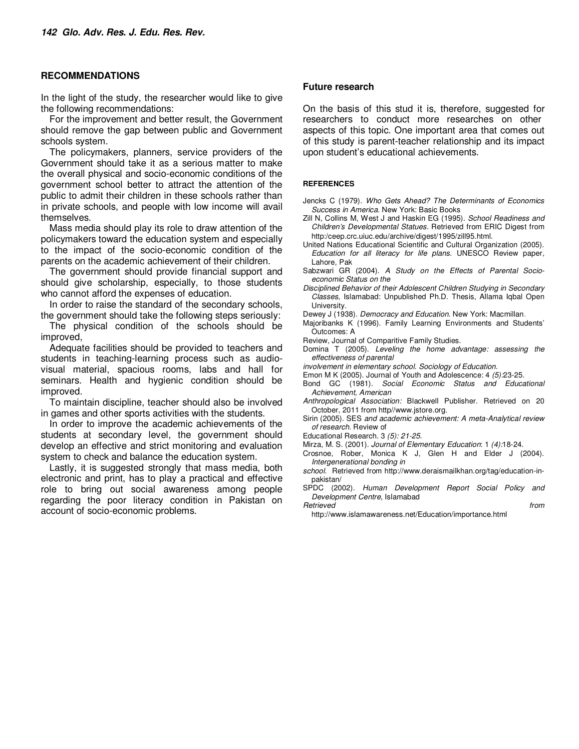## RECOMMENDATIONS

In the light of the study, the researcher would like to give the following recommendations:

For the improvement and better result, the Government should remove the gap between public and Government schools system.

The policymakers, planners, service providers of the Government should take it as a serious matter to make the overall physical and socio-economic conditions of the government school better to attract the attention of the public to admit their children in these schools rather than in private schools, and people with low income will avail themselves.

Mass media should play its role to draw attention of the policymakers toward the education system and especially to the impact of the socio-economic condition of the parents on the academic achievement of their children.

The government should provide financial support and should give scholarship, especially, to those students who cannot afford the expenses of education.

In order to raise the standard of the secondary schools, the government should take the following steps seriously:

The physical condition of the schools should be improved,

Adequate facilities should be provided to teachers and students in teaching-learning process such as audio-visual material, spacious rooms, labs and hall for seminars. Health and hygienic condition should be improved.

To maintain discipline, teacher should also be involved in games and other sports activities with the students.

In order to improve the academic achievements of the students at secondary level, the government should develop an effective and strict monitoring and evaluation system to check and balance the education system.

Lastly, it is suggested strongly that mass media, both electronic and print, has to play a practical and effective role to bring out social awareness among people regarding the poor literacy condition in Pakistan on account of socio-economic problems.

## Future research

On the basis of this stud it is, therefore, suggested for researchers to conduct more researches on other aspects of this topic. One important area that comes out of this study is parent-teacher relationship and its impact upon student's educational achievements.

## REFERENCES

Jencks C (1979). *Who Gets Ahead? The Determinants of Economics Success in America*. New York: Basic Books

Zill N, Collins M, West J and Haskin EG (1995). *School Readiness and Children's Developmental Statues*. Retrieved from ERIC Digest from http:/ceep.crc.uiuc.edu/archive/digest/1995/zill95.html.

United Nations Educational Scientific and Cultural Organization (2005). *Education for all literacy for life plans*. UNESCO Review paper, Lahore, Pak

Sabzwari GR (2004). *A Study on the Effects of Parental Socio-economic Status on the Disciplined Behavior of their Adolescent Children Studying in Secondary Classes*, Islamabad: Unpublished Ph.D. Thesis, Allama Iqbal Open University.

Dewey J (1938). *Democracy and Education*. New York: Macmillan.

Majoribanks K (1996). Family Learning Environments and Students' Outcomes: A Review, Journal of Comparitive Family Studies.

Domina T (2005). *Leveling the home advantage: assessing the effectiveness of parental involvement in elementary school. Sociology of Education*.

Emon M K (2005). Journal of Youth and Adolescence: 4 *(5)*:23-25.

Bond GC (1981). *Social Economic Status and Educational Achievement, American Anthropological Association:* Blackwell Publisher. Retrieved on 20 October, 2011 from http//www.jstore.org.

Sirin (2005). SES *and academic achievement: A meta-Analytical review of research*. Review of Educational Research. 3 *(5): 21-25.*

Mirza, M. S. (2001). *Journal of Elementary Education*: 1 *(4)*:18-24.

Crosnoe, Rober, Monica K J, Glen H and Elder J (2004). *Intergenerational bonding in school.* Retrieved from http://www.deraismailkhan.org/tag/education-in-pakistan/

SPDC (2002). *Human Development Report Social Policy and Development Centre,* Islamabad

*Retrieved* from http://www.islamawareness.net/Education/importance.html